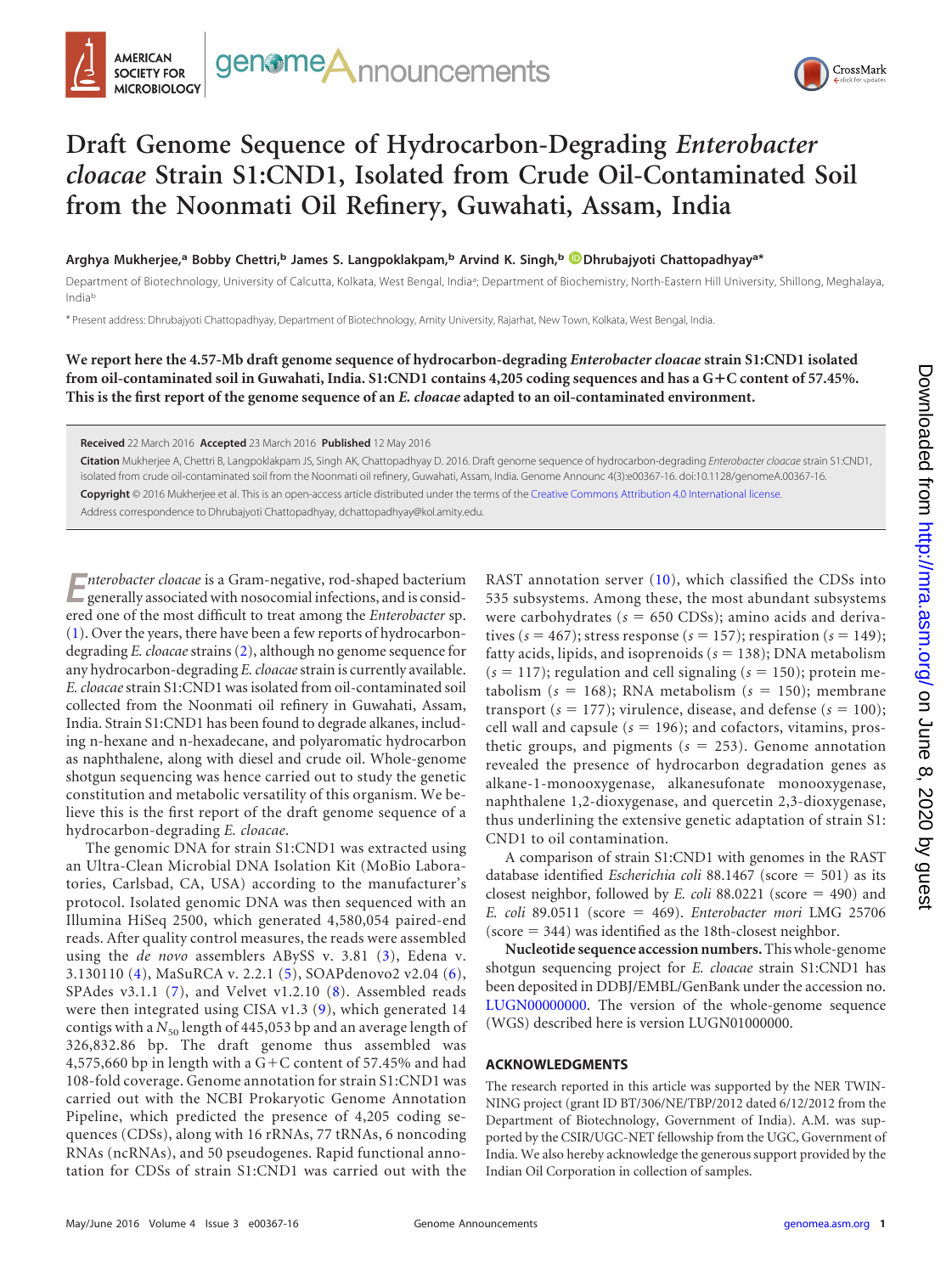# Draft Genome Sequence of Hydrocarbon-Degrading *Enterobacter cloacae* Strain S1:CND1, Isolated from Crude Oil-Contaminated Soil from the Noonmati Oil Refinery, Guwahati, Assam, India

**Arghya Mukherjee,[a] Bobby Chettri,[b] James S. Langpoklakpam,[b] Arvind K. Singh,[b] Dhrubajyoti Chattopadhyay[a*]**

Department of Biotechnology, University of Calcutta, Kolkata, West Bengal, India[a]; Department of Biochemistry, North-Eastern Hill University, Shillong, Meghalaya, India[b]

\* Present address: Dhrubajyoti Chattopadhyay, Department of Biotechnology, Amity University, Rajarhat, New Town, Kolkata, West Bengal, India.

**We report here the 4.57-Mb draft genome sequence of hydrocarbon-degrading *Enterobacter cloacae* strain S1:CND1 isolated from oil-contaminated soil in Guwahati, India. S1:CND1 contains 4,205 coding sequences and has a G+C content of 57.45%. This is the first report of the genome sequence of an *E. cloacae* adapted to an oil-contaminated environment.**

**Received** 22 March 2016 **Accepted** 23 March 2016 **Published** 12 May 2016

**Citation** Mukherjee A, Chettri B, Langpoklakpam JS, Singh AK, Chattopadhyay D. 2016. Draft genome sequence of hydrocarbon-degrading *Enterobacter cloacae* strain S1:CND1, isolated from crude oil-contaminated soil from the Noonmati oil refinery, Guwahati, Assam, India. Genome Announc 4(3):e00367-16. doi:10.1128/genomeA.00367-16.

**Copyright** © 2016 Mukherjee et al. This is an open-access article distributed under the terms of the Creative Commons Attribution 4.0 International license.

Address correspondence to Dhrubajyoti Chattopadhyay, dchattopadhyay@kol.amity.edu.

*Enterobacter cloacae* is a Gram-negative, rod-shaped bacterium generally associated with nosocomial infections, and is considered one of the most difficult to treat among the *Enterobacter* sp. (1). Over the years, there have been a few reports of hydrocarbon-degrading *E. cloacae* strains (2), although no genome sequence for any hydrocarbon-degrading *E. cloacae* strain is currently available. *E. cloacae* strain S1:CND1 was isolated from oil-contaminated soil collected from the Noonmati oil refinery in Guwahati, Assam, India. Strain S1:CND1 has been found to degrade alkanes, including n-hexane and n-hexadecane, and polyaromatic hydrocarbon as naphthalene, along with diesel and crude oil. Whole-genome shotgun sequencing was hence carried out to study the genetic constitution and metabolic versatility of this organism. We believe this is the first report of the draft genome sequence of a hydrocarbon-degrading *E. cloacae*.

The genomic DNA for strain S1:CND1 was extracted using an Ultra-Clean Microbial DNA Isolation Kit (MoBio Laboratories, Carlsbad, CA, USA) according to the manufacturer's protocol. Isolated genomic DNA was then sequenced with an Illumina HiSeq 2500, which generated 4,580,054 paired-end reads. After quality control measures, the reads were assembled using the *de novo* assemblers ABySS v. 3.81 (3), Edena v. 3.130110 (4), MaSuRCA v. 2.2.1 (5), SOAPdenovo2 v2.04 (6), SPAdes v3.1.1 (7), and Velvet v1.2.10 (8). Assembled reads were then integrated using CISA v1.3 (9), which generated 14 contigs with a $N_{50}$ length of 445,053 bp and an average length of 326,832.86 bp. The draft genome thus assembled was 4,575,660 bp in length with a G+C content of 57.45% and had 108-fold coverage. Genome annotation for strain S1:CND1 was carried out with the NCBI Prokaryotic Genome Annotation Pipeline, which predicted the presence of 4,205 coding sequences (CDSs), along with 16 rRNAs, 77 tRNAs, 6 noncoding RNAs (ncRNAs), and 50 pseudogenes. Rapid functional annotation for CDSs of strain S1:CND1 was carried out with the RAST annotation server (10), which classified the CDSs into 535 subsystems. Among these, the most abundant subsystems were carbohydrates ($s = 650$ CDSs); amino acids and derivatives ($s = 467$); stress response ($s = 157$); respiration ($s = 149$); fatty acids, lipids, and isoprenoids ($s = 138$); DNA metabolism ($s = 117$); regulation and cell signaling ($s = 150$); protein metabolism ($s = 168$); RNA metabolism ($s = 150$); membrane transport ($s = 177$); virulence, disease, and defense ($s = 100$); cell wall and capsule ($s = 196$); and cofactors, vitamins, prosthetic groups, and pigments ($s = 253$). Genome annotation revealed the presence of hydrocarbon degradation genes as alkane-1-monooxygenase, alkanesufonate monooxygenase, naphthalene 1,2-dioxygenase, and quercetin 2,3-dioxygenase, thus underlining the extensive genetic adaptation of strain S1:CND1 to oil contamination.

A comparison of strain S1:CND1 with genomes in the RAST database identified *Escherichia coli* 88.1467 (score = 501) as its closest neighbor, followed by *E. coli* 88.0221 (score = 490) and *E. coli* 89.0511 (score = 469). *Enterobacter mori* LMG 25706 (score = 344) was identified as the 18th-closest neighbor.

**Nucleotide sequence accession numbers.** This whole-genome shotgun sequencing project for *E. cloacae* strain S1:CND1 has been deposited in DDBJ/EMBL/GenBank under the accession no. LUGN00000000. The version of the whole-genome sequence (WGS) described here is version LUGN01000000.

## ACKNOWLEDGMENTS

The research reported in this article was supported by the NER TWINNING project (grant ID BT/306/NE/TBP/2012 dated 6/12/2012 from the Department of Biotechnology, Government of India). A.M. was supported by the CSIR/UGC-NET fellowship from the UGC, Government of India. We also hereby acknowledge the generous support provided by the Indian Oil Corporation in collection of samples.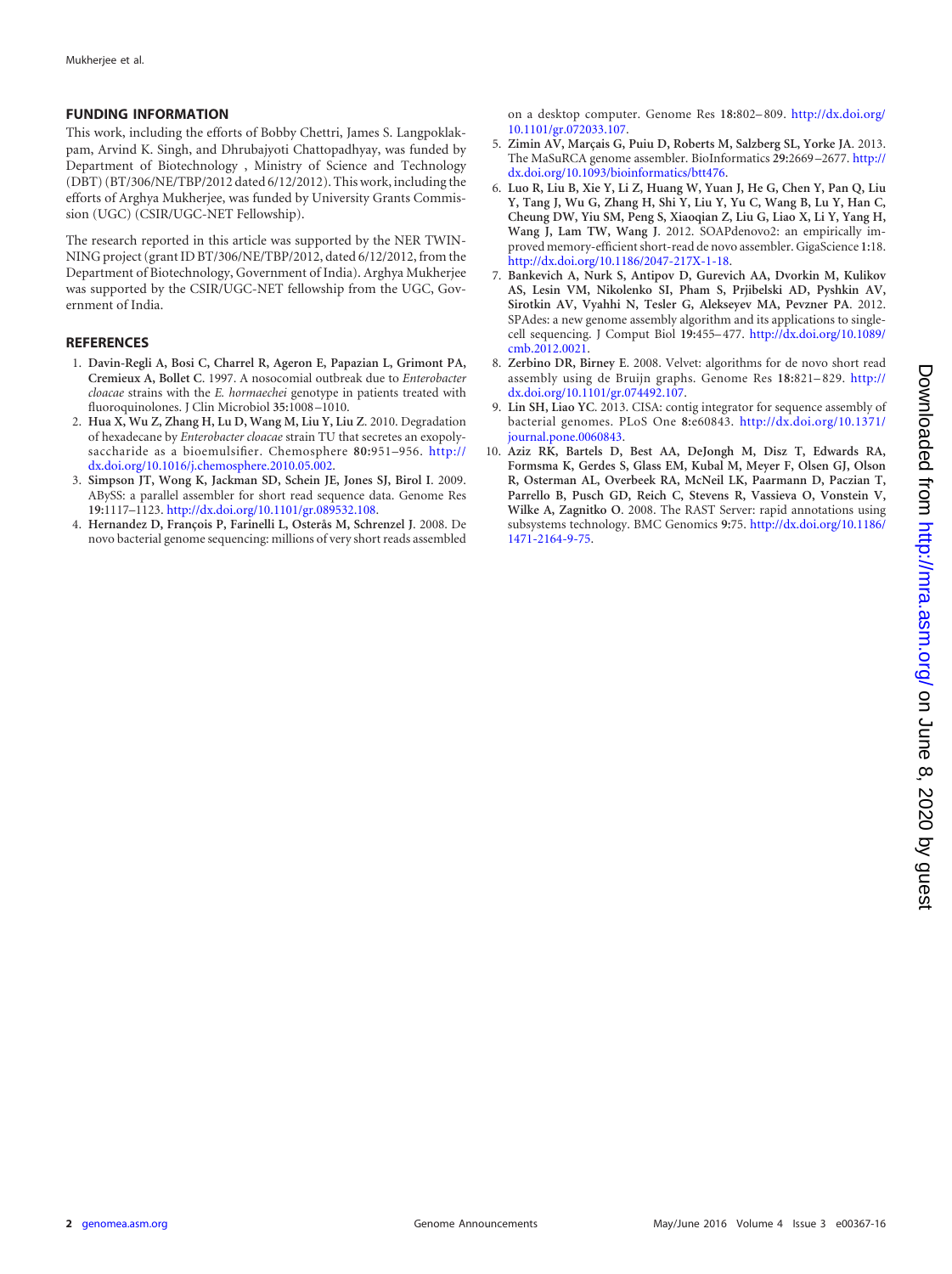## FUNDING INFORMATION

This work, including the efforts of Bobby Chettri, James S. Langpoklakpam, Arvind K. Singh, and Dhrubajyoti Chattopadhyay, was funded by Department of Biotechnology , Ministry of Science and Technology (DBT) (BT/306/NE/TBP/2012 dated 6/12/2012). This work, including the efforts of Arghya Mukherjee, was funded by University Grants Commission (UGC) (CSIR/UGC-NET Fellowship).

The research reported in this article was supported by the NER TWINNING project (grant ID BT/306/NE/TBP/2012, dated 6/12/2012, from the Department of Biotechnology, Government of India). Arghya Mukherjee was supported by the CSIR/UGC-NET fellowship from the UGC, Government of India.

## REFERENCES

1. **Davin-Regli A, Bosi C, Charrel R, Ageron E, Papazian L, Grimont PA, Cremieux A, Bollet C.** 1997. A nosocomial outbreak due to *Enterobacter cloacae* strains with the *E. hormaechei* genotype in patients treated with fluoroquinolones. J Clin Microbiol **35:**1008–1010.
2. **Hua X, Wu Z, Zhang H, Lu D, Wang M, Liu Y, Liu Z.** 2010. Degradation of hexadecane by *Enterobacter cloacae* strain TU that secretes an exopolysaccharide as a bioemulsifier. Chemosphere **80:**951–956. http://dx.doi.org/10.1016/j.chemosphere.2010.05.002.
3. **Simpson JT, Wong K, Jackman SD, Schein JE, Jones SJ, Birol I.** 2009. ABySS: a parallel assembler for short read sequence data. Genome Res **19:**1117–1123. http://dx.doi.org/10.1101/gr.089532.108.
4. **Hernandez D, François P, Farinelli L, Osterås M, Schrenzel J.** 2008. De novo bacterial genome sequencing: millions of very short reads assembled on a desktop computer. Genome Res **18:**802–809. http://dx.doi.org/10.1101/gr.072033.107.
5. **Zimin AV, Marçais G, Puiu D, Roberts M, Salzberg SL, Yorke JA.** 2013. The MaSuRCA genome assembler. BioInformatics **29:**2669–2677. http://dx.doi.org/10.1093/bioinformatics/btt476.
6. **Luo R, Liu B, Xie Y, Li Z, Huang W, Yuan J, He G, Chen Y, Pan Q, Liu Y, Tang J, Wu G, Zhang H, Shi Y, Liu Y, Yu C, Wang B, Lu Y, Han C, Cheung DW, Yiu SM, Peng S, Xiaoqian Z, Liu G, Liao X, Li Y, Yang H, Wang J, Lam TW, Wang J.** 2012. SOAPdenovo2: an empirically improved memory-efficient short-read de novo assembler. GigaScience **1:**18. http://dx.doi.org/10.1186/2047-217X-1-18.
7. **Bankevich A, Nurk S, Antipov D, Gurevich AA, Dvorkin M, Kulikov AS, Lesin VM, Nikolenko SI, Pham S, Prjibelski AD, Pyshkin AV, Sirotkin AV, Vyahhi N, Tesler G, Alekseyev MA, Pevzner PA.** 2012. SPAdes: a new genome assembly algorithm and its applications to single-cell sequencing. J Comput Biol **19:**455–477. http://dx.doi.org/10.1089/cmb.2012.0021.
8. **Zerbino DR, Birney E.** 2008. Velvet: algorithms for de novo short read assembly using de Bruijn graphs. Genome Res **18:**821–829. http://dx.doi.org/10.1101/gr.074492.107.
9. **Lin SH, Liao YC.** 2013. CISA: contig integrator for sequence assembly of bacterial genomes. PLoS One **8:**e60843. http://dx.doi.org/10.1371/journal.pone.0060843.
10. **Aziz RK, Bartels D, Best AA, DeJongh M, Disz T, Edwards RA, Formsma K, Gerdes S, Glass EM, Kubal M, Meyer F, Olsen GJ, Olson R, Osterman AL, Overbeek RA, McNeil LK, Paarmann D, Paczian T, Parrello B, Pusch GD, Reich C, Stevens R, Vassieva O, Vonstein V, Wilke A, Zagnitko O.** 2008. The RAST Server: rapid annotations using subsystems technology. BMC Genomics **9:**75. http://dx.doi.org/10.1186/1471-2164-9-75.